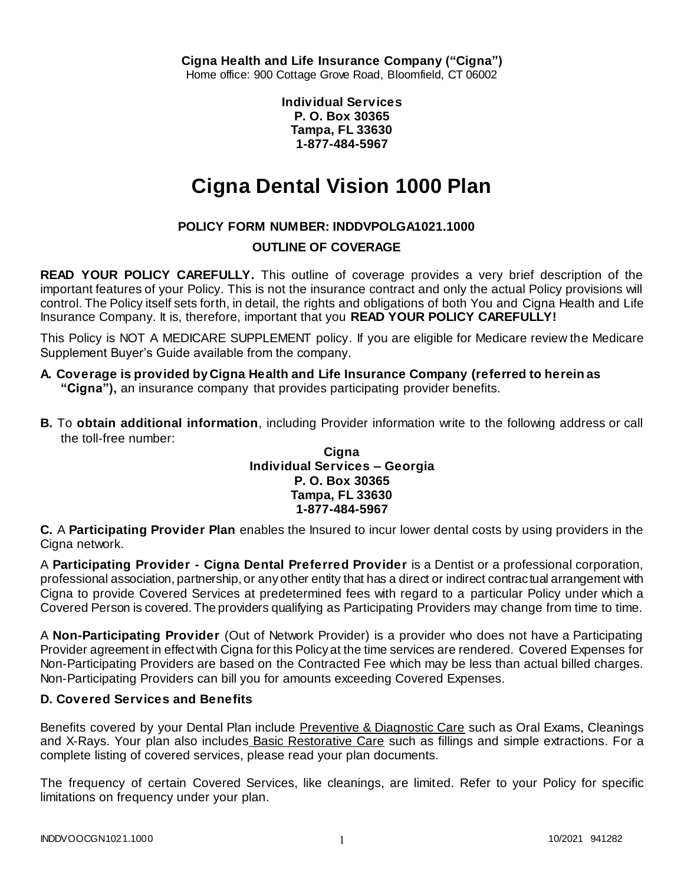**Cigna Health and Life Insurance Company ("Cigna")**
Home office: 900 Cottage Grove Road, Bloomfield, CT 06002

**Individual Services**
**P. O. Box 30365**
**Tampa, FL 33630**
**1-877-484-5967**

# Cigna Dental Vision 1000 Plan

**POLICY FORM NUMBER: INDDVPOLGA1021.1000**

**OUTLINE OF COVERAGE**

**READ YOUR POLICY CAREFULLY.** This outline of coverage provides a very brief description of the important features of your Policy. This is not the insurance contract and only the actual Policy provisions will control. The Policy itself sets forth, in detail, the rights and obligations of both You and Cigna Health and Life Insurance Company. It is, therefore, important that you **READ YOUR POLICY CAREFULLY!**

This Policy is NOT A MEDICARE SUPPLEMENT policy. If you are eligible for Medicare review the Medicare Supplement Buyer's Guide available from the company.

**A. Coverage is provided by Cigna Health and Life Insurance Company (referred to herein as "Cigna"),** an insurance company that provides participating provider benefits.

**B.** To **obtain additional information**, including Provider information write to the following address or call the toll-free number:

**Cigna**
**Individual Services – Georgia**
**P. O. Box 30365**
**Tampa, FL 33630**
**1-877-484-5967**

**C.** A **Participating Provider Plan** enables the Insured to incur lower dental costs by using providers in the Cigna network.

A **Participating Provider - Cigna Dental Preferred Provider** is a Dentist or a professional corporation, professional association, partnership, or any other entity that has a direct or indirect contractual arrangement with Cigna to provide Covered Services at predetermined fees with regard to a particular Policy under which a Covered Person is covered. The providers qualifying as Participating Providers may change from time to time.

A **Non-Participating Provider** (Out of Network Provider) is a provider who does not have a Participating Provider agreement in effect with Cigna for this Policy at the time services are rendered. Covered Expenses for Non-Participating Providers are based on the Contracted Fee which may be less than actual billed charges. Non-Participating Providers can bill you for amounts exceeding Covered Expenses.

**D. Covered Services and Benefits**

Benefits covered by your Dental Plan include Preventive & Diagnostic Care such as Oral Exams, Cleanings and X-Rays. Your plan also includes Basic Restorative Care such as fillings and simple extractions. For a complete listing of covered services, please read your plan documents.

The frequency of certain Covered Services, like cleanings, are limited. Refer to your Policy for specific limitations on frequency under your plan.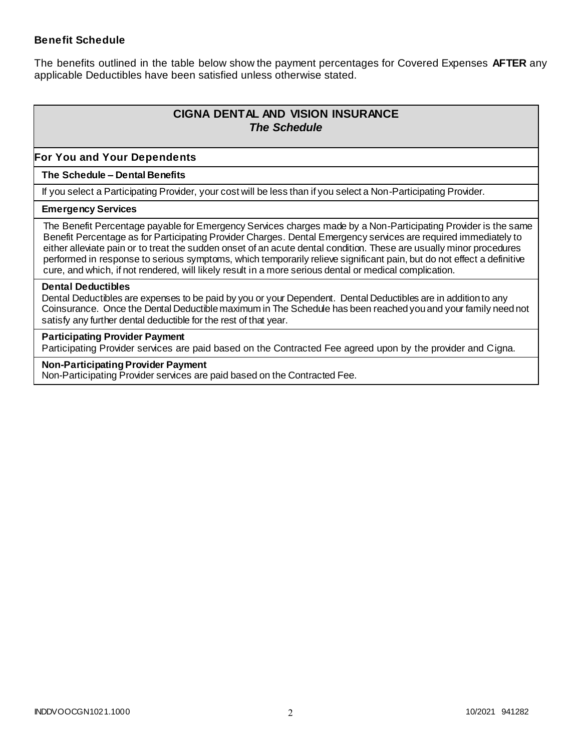**Benefit Schedule**

The benefits outlined in the table below show the payment percentages for Covered Expenses **AFTER** any applicable Deductibles have been satisfied unless otherwise stated.

| **CIGNA DENTAL AND VISION INSURANCE** ***The Schedule*** |
|---|
| **For You and Your Dependents** |
| **The Schedule – Dental Benefits** |
| If you select a Participating Provider, your cost will be less than if you select a Non-Participating Provider. |
| **Emergency Services** |
| The Benefit Percentage payable for Emergency Services charges made by a Non-Participating Provider is the same Benefit Percentage as for Participating Provider Charges. Dental Emergency services are required immediately to either alleviate pain or to treat the sudden onset of an acute dental condition. These are usually minor procedures performed in response to serious symptoms, which temporarily relieve significant pain, but do not effect a definitive cure, and which, if not rendered, will likely result in a more serious dental or medical complication. |
| **Dental Deductibles** Dental Deductibles are expenses to be paid by you or your Dependent. Dental Deductibles are in addition to any Coinsurance. Once the Dental Deductible maximum in The Schedule has been reached you and your family need not satisfy any further dental deductible for the rest of that year. |
| **Participating Provider Payment** Participating Provider services are paid based on the Contracted Fee agreed upon by the provider and Cigna. |
| **Non-Participating Provider Payment** Non-Participating Provider services are paid based on the Contracted Fee. |

INDDVOOCGN1021.1000 10/2021 941282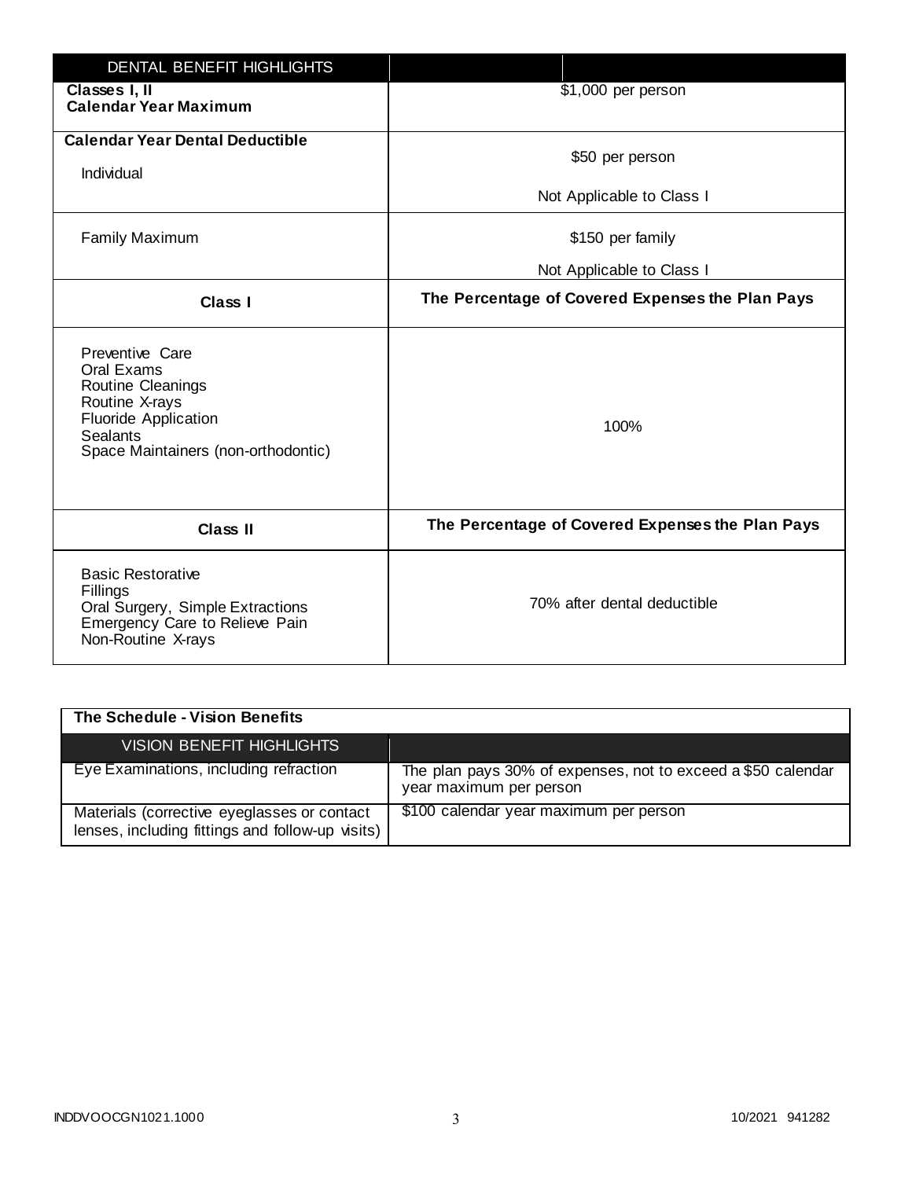| DENTAL BENEFIT HIGHLIGHTS | |
| --- | --- |
| **Classes I, II Calendar Year Maximum** | $1,000 per person |
| **Calendar Year Dental Deductible** Individual | $50 per person<br>Not Applicable to Class I |
| Family Maximum | $150 per family<br>Not Applicable to Class I |
| **Class I** | **The Percentage of Covered Expenses the Plan Pays** |
| Preventive Care<br>Oral Exams<br>Routine Cleanings<br>Routine X-rays<br>Fluoride Application<br>Sealants<br>Space Maintainers (non-orthodontic) | 100% |
| **Class II** | **The Percentage of Covered Expenses the Plan Pays** |
| Basic Restorative<br>Fillings<br>Oral Surgery, Simple Extractions<br>Emergency Care to Relieve Pain<br>Non-Routine X-rays | 70% after dental deductible |

**The Schedule - Vision Benefits**

| VISION BENEFIT HIGHLIGHTS | |
| --- | --- |
| Eye Examinations, including refraction | The plan pays 30% of expenses, not to exceed a $50 calendar year maximum per person |
| Materials (corrective eyeglasses or contact lenses, including fittings and follow-up visits) | $100 calendar year maximum per person |

INDDVOOCGN1021.1000 10/2021 941282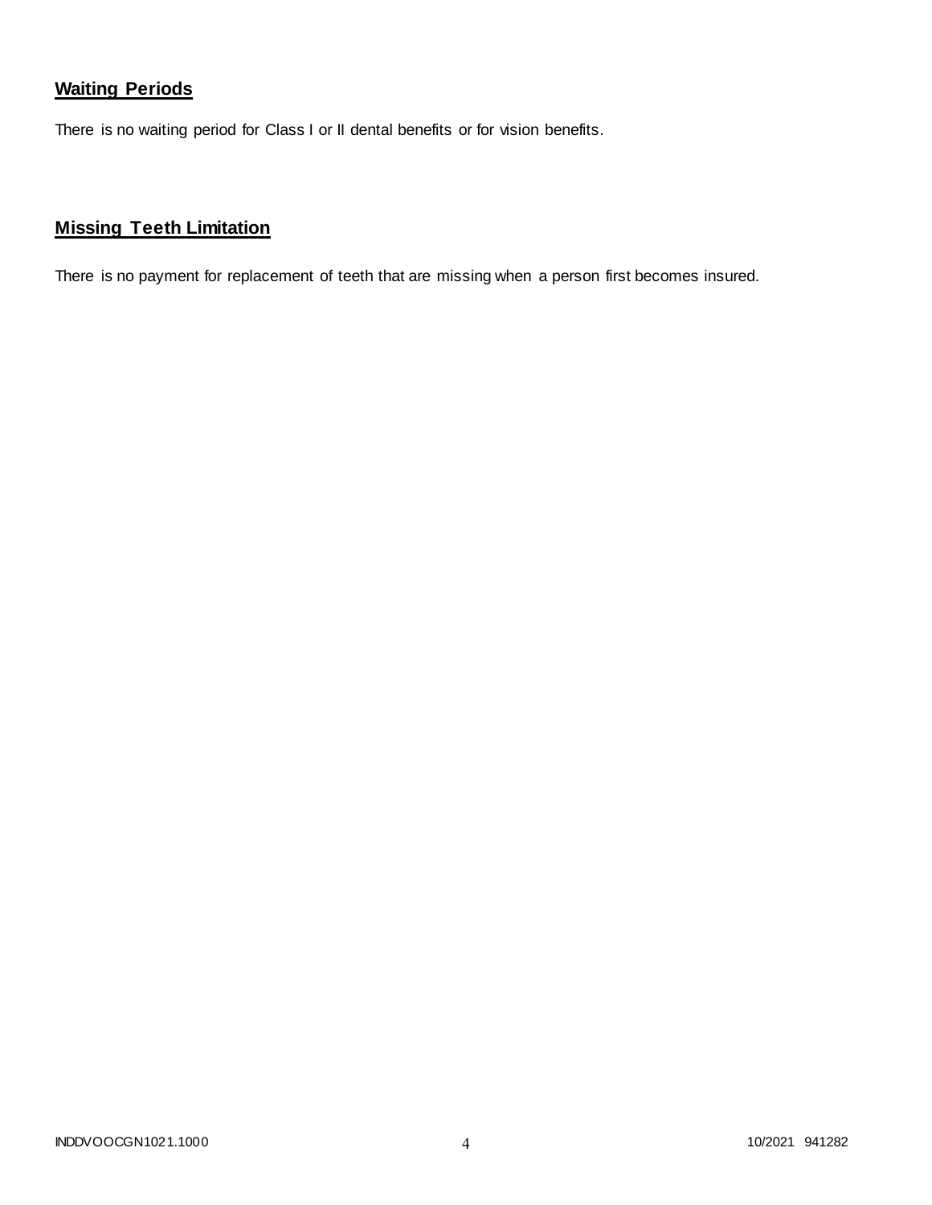## **Waiting Periods**

There is no waiting period for Class I or II dental benefits or for vision benefits.

## **Missing Teeth Limitation**

There is no payment for replacement of teeth that are missing when a person first becomes insured.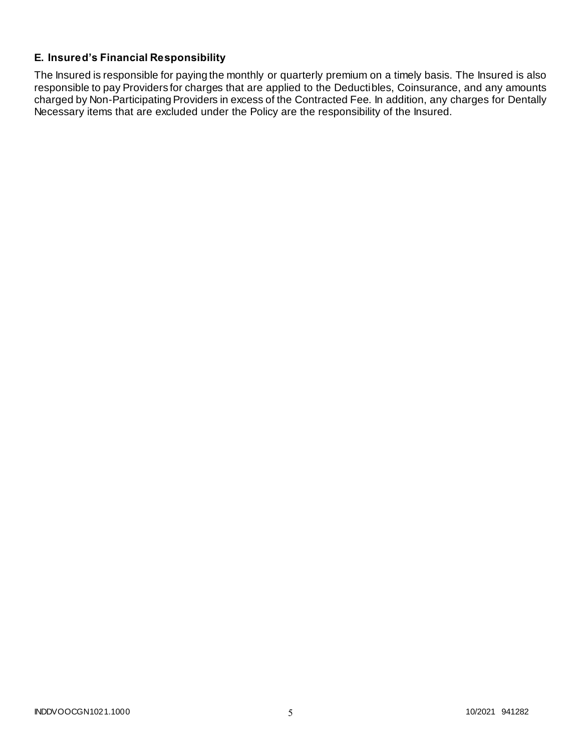### E. Insured's Financial Responsibility

The Insured is responsible for paying the monthly or quarterly premium on a timely basis. The Insured is also responsible to pay Providers for charges that are applied to the Deductibles, Coinsurance, and any amounts charged by Non-Participating Providers in excess of the Contracted Fee. In addition, any charges for Dentally Necessary items that are excluded under the Policy are the responsibility of the Insured.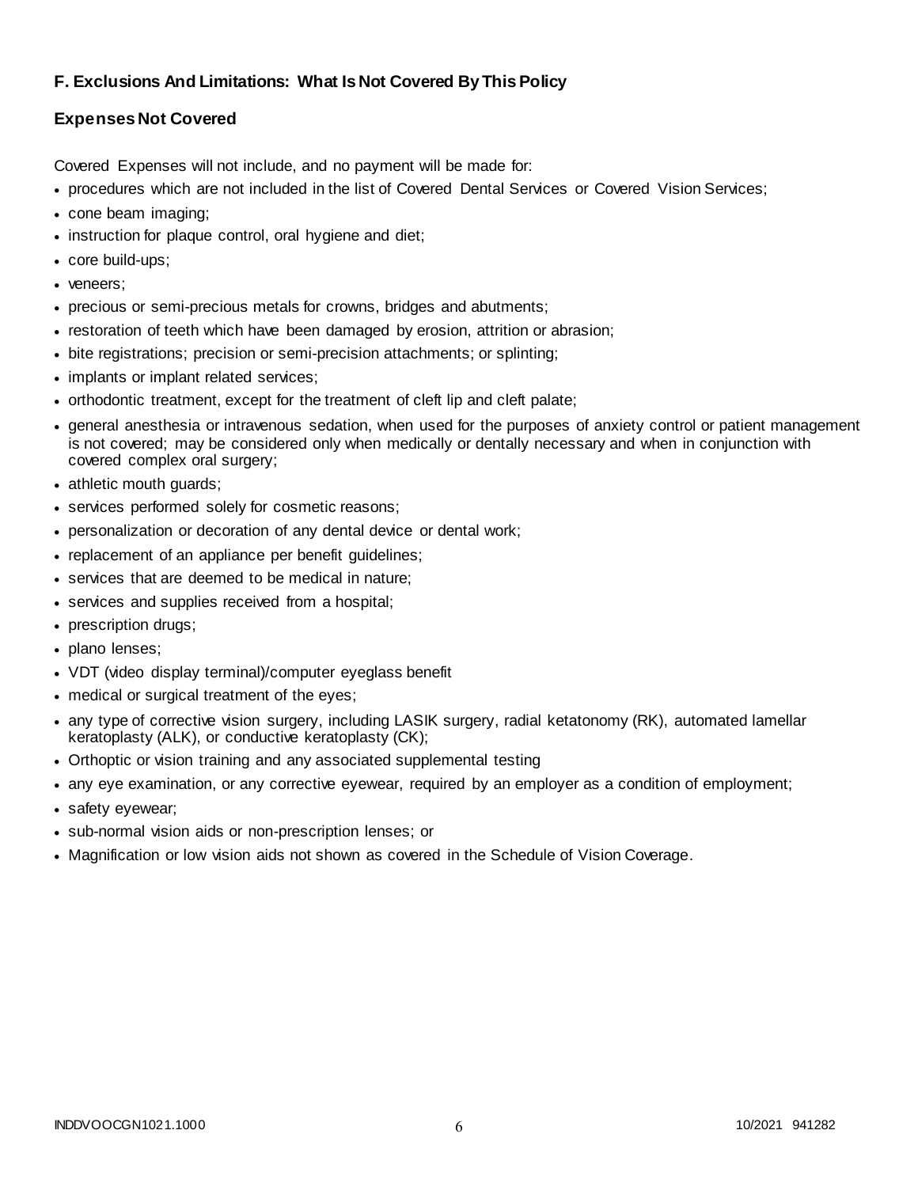## F. Exclusions And Limitations: What Is Not Covered By This Policy

### Expenses Not Covered

Covered Expenses will not include, and no payment will be made for:

- procedures which are not included in the list of Covered Dental Services or Covered Vision Services;
- cone beam imaging;
- instruction for plaque control, oral hygiene and diet;
- core build-ups;
- veneers;
- precious or semi-precious metals for crowns, bridges and abutments;
- restoration of teeth which have been damaged by erosion, attrition or abrasion;
- bite registrations; precision or semi-precision attachments; or splinting;
- implants or implant related services;
- orthodontic treatment, except for the treatment of cleft lip and cleft palate;
- general anesthesia or intravenous sedation, when used for the purposes of anxiety control or patient management is not covered; may be considered only when medically or dentally necessary and when in conjunction with covered complex oral surgery;
- athletic mouth guards;
- services performed solely for cosmetic reasons;
- personalization or decoration of any dental device or dental work;
- replacement of an appliance per benefit guidelines;
- services that are deemed to be medical in nature;
- services and supplies received from a hospital;
- prescription drugs;
- plano lenses;
- VDT (video display terminal)/computer eyeglass benefit
- medical or surgical treatment of the eyes;
- any type of corrective vision surgery, including LASIK surgery, radial ketatonomy (RK), automated lamellar keratoplasty (ALK), or conductive keratoplasty (CK);
- Orthoptic or vision training and any associated supplemental testing
- any eye examination, or any corrective eyewear, required by an employer as a condition of employment;
- safety eyewear;
- sub-normal vision aids or non-prescription lenses; or
- Magnification or low vision aids not shown as covered in the Schedule of Vision Coverage.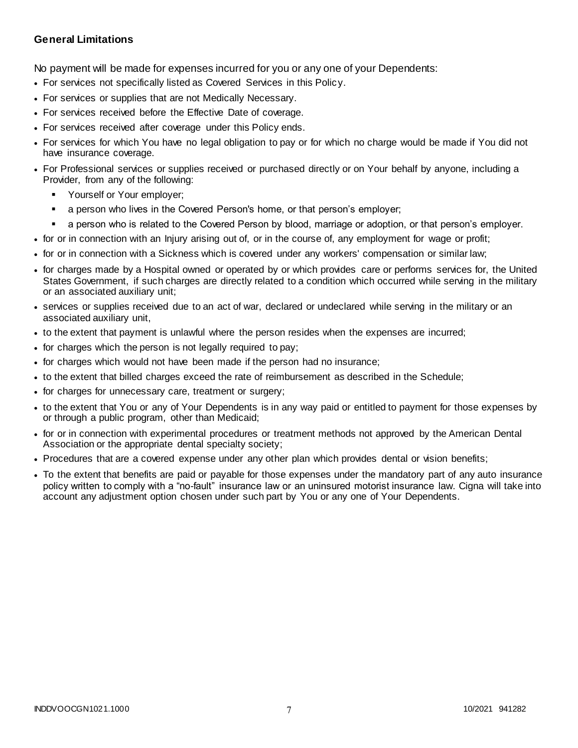**General Limitations**

No payment will be made for expenses incurred for you or any one of your Dependents:

- For services not specifically listed as Covered Services in this Policy.
- For services or supplies that are not Medically Necessary.
- For services received before the Effective Date of coverage.
- For services received after coverage under this Policy ends.
- For services for which You have no legal obligation to pay or for which no charge would be made if You did not have insurance coverage.
- For Professional services or supplies received or purchased directly or on Your behalf by anyone, including a Provider, from any of the following:
  - Yourself or Your employer;
  - a person who lives in the Covered Person's home, or that person's employer;
  - a person who is related to the Covered Person by blood, marriage or adoption, or that person's employer.
- for or in connection with an Injury arising out of, or in the course of, any employment for wage or profit;
- for or in connection with a Sickness which is covered under any workers' compensation or similar law;
- for charges made by a Hospital owned or operated by or which provides care or performs services for, the United States Government, if such charges are directly related to a condition which occurred while serving in the military or an associated auxiliary unit;
- services or supplies received due to an act of war, declared or undeclared while serving in the military or an associated auxiliary unit,
- to the extent that payment is unlawful where the person resides when the expenses are incurred;
- for charges which the person is not legally required to pay;
- for charges which would not have been made if the person had no insurance;
- to the extent that billed charges exceed the rate of reimbursement as described in the Schedule;
- for charges for unnecessary care, treatment or surgery;
- to the extent that You or any of Your Dependents is in any way paid or entitled to payment for those expenses by or through a public program, other than Medicaid;
- for or in connection with experimental procedures or treatment methods not approved by the American Dental Association or the appropriate dental specialty society;
- Procedures that are a covered expense under any other plan which provides dental or vision benefits;
- To the extent that benefits are paid or payable for those expenses under the mandatory part of any auto insurance policy written to comply with a "no-fault" insurance law or an uninsured motorist insurance law. Cigna will take into account any adjustment option chosen under such part by You or any one of Your Dependents.

INDDVOOCGN1021.1000 10/2021 941282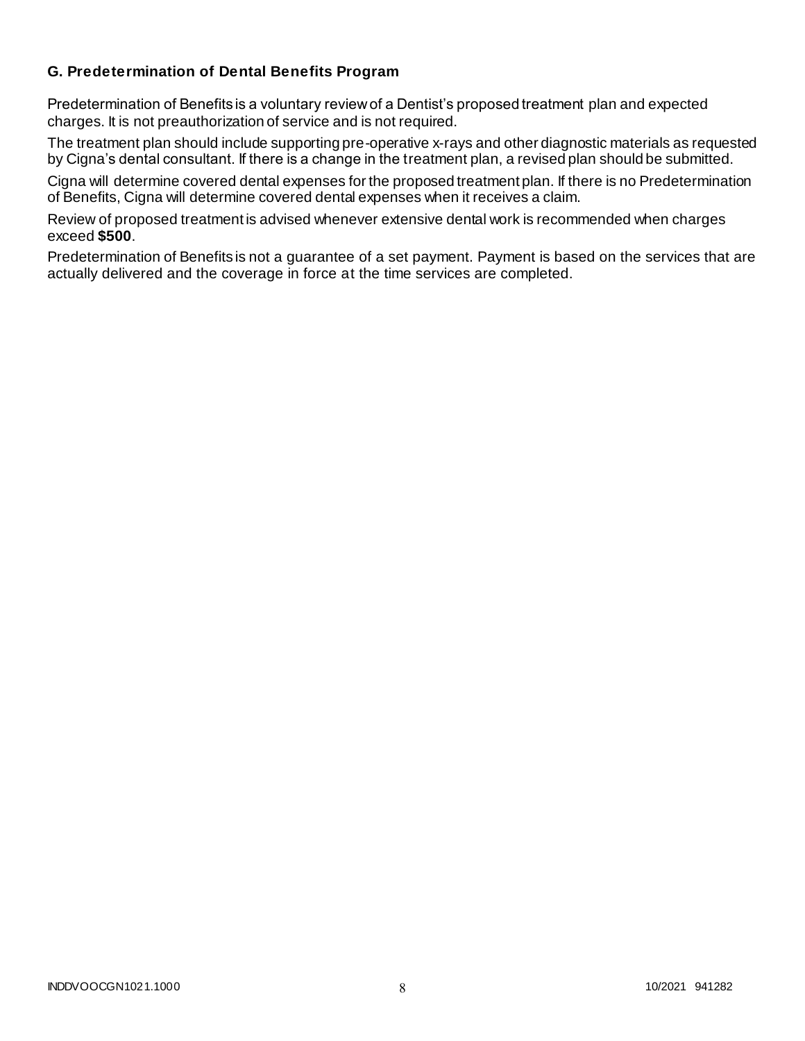### G. Predetermination of Dental Benefits Program

Predetermination of Benefits is a voluntary review of a Dentist's proposed treatment plan and expected charges. It is not preauthorization of service and is not required.

The treatment plan should include supporting pre-operative x-rays and other diagnostic materials as requested by Cigna's dental consultant. If there is a change in the treatment plan, a revised plan should be submitted.

Cigna will determine covered dental expenses for the proposed treatment plan. If there is no Predetermination of Benefits, Cigna will determine covered dental expenses when it receives a claim.

Review of proposed treatment is advised whenever extensive dental work is recommended when charges exceed **$500**.

Predetermination of Benefits is not a guarantee of a set payment. Payment is based on the services that are actually delivered and the coverage in force at the time services are completed.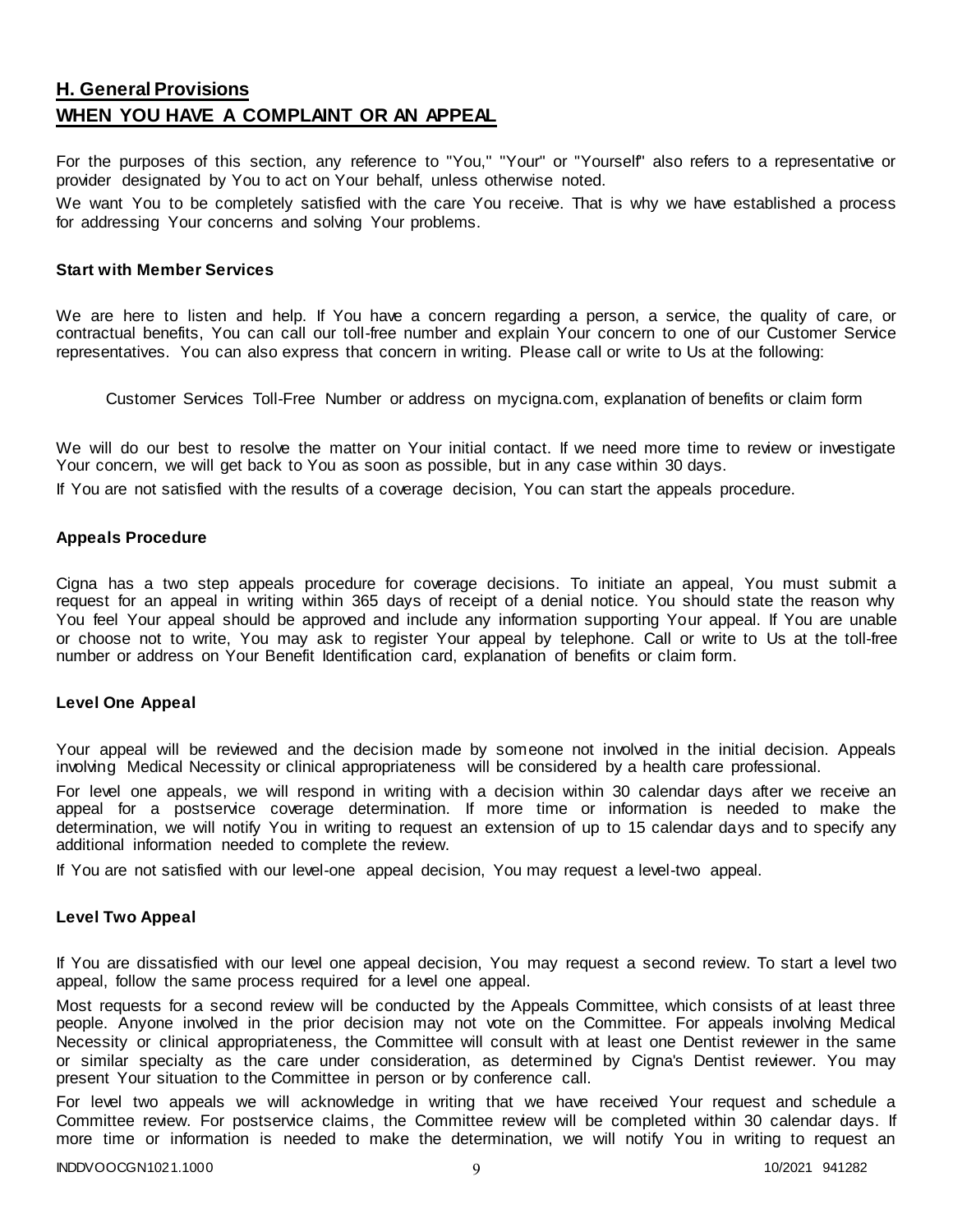## H. General Provisions

## WHEN YOU HAVE A COMPLAINT OR AN APPEAL

For the purposes of this section, any reference to "You," "Your" or "Yourself" also refers to a representative or provider designated by You to act on Your behalf, unless otherwise noted.

We want You to be completely satisfied with the care You receive. That is why we have established a process for addressing Your concerns and solving Your problems.

### Start with Member Services

We are here to listen and help. If You have a concern regarding a person, a service, the quality of care, or contractual benefits, You can call our toll-free number and explain Your concern to one of our Customer Service representatives. You can also express that concern in writing. Please call or write to Us at the following:

Customer Services Toll-Free Number or address on mycigna.com, explanation of benefits or claim form

We will do our best to resolve the matter on Your initial contact. If we need more time to review or investigate Your concern, we will get back to You as soon as possible, but in any case within 30 days.

If You are not satisfied with the results of a coverage decision, You can start the appeals procedure.

### Appeals Procedure

Cigna has a two step appeals procedure for coverage decisions. To initiate an appeal, You must submit a request for an appeal in writing within 365 days of receipt of a denial notice. You should state the reason why You feel Your appeal should be approved and include any information supporting Your appeal. If You are unable or choose not to write, You may ask to register Your appeal by telephone. Call or write to Us at the toll-free number or address on Your Benefit Identification card, explanation of benefits or claim form.

### Level One Appeal

Your appeal will be reviewed and the decision made by someone not involved in the initial decision. Appeals involving Medical Necessity or clinical appropriateness will be considered by a health care professional.

For level one appeals, we will respond in writing with a decision within 30 calendar days after we receive an appeal for a postservice coverage determination. If more time or information is needed to make the determination, we will notify You in writing to request an extension of up to 15 calendar days and to specify any additional information needed to complete the review.

If You are not satisfied with our level-one appeal decision, You may request a level-two appeal.

### Level Two Appeal

If You are dissatisfied with our level one appeal decision, You may request a second review. To start a level two appeal, follow the same process required for a level one appeal.

Most requests for a second review will be conducted by the Appeals Committee, which consists of at least three people. Anyone involved in the prior decision may not vote on the Committee. For appeals involving Medical Necessity or clinical appropriateness, the Committee will consult with at least one Dentist reviewer in the same or similar specialty as the care under consideration, as determined by Cigna's Dentist reviewer. You may present Your situation to the Committee in person or by conference call.

For level two appeals we will acknowledge in writing that we have received Your request and schedule a Committee review. For postservice claims, the Committee review will be completed within 30 calendar days. If more time or information is needed to make the determination, we will notify You in writing to request an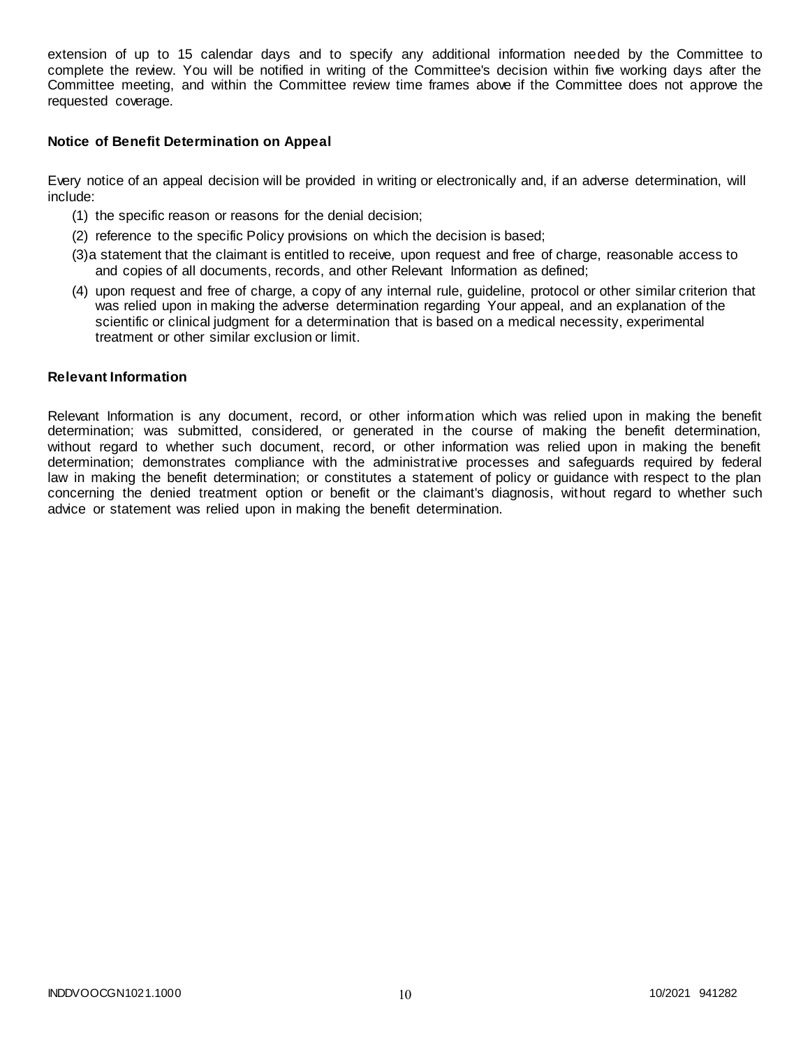extension of up to 15 calendar days and to specify any additional information needed by the Committee to complete the review. You will be notified in writing of the Committee's decision within five working days after the Committee meeting, and within the Committee review time frames above if the Committee does not approve the requested coverage.

### Notice of Benefit Determination on Appeal

Every notice of an appeal decision will be provided in writing or electronically and, if an adverse determination, will include:

(1) the specific reason or reasons for the denial decision;

(2) reference to the specific Policy provisions on which the decision is based;

(3) a statement that the claimant is entitled to receive, upon request and free of charge, reasonable access to and copies of all documents, records, and other Relevant Information as defined;

(4) upon request and free of charge, a copy of any internal rule, guideline, protocol or other similar criterion that was relied upon in making the adverse determination regarding Your appeal, and an explanation of the scientific or clinical judgment for a determination that is based on a medical necessity, experimental treatment or other similar exclusion or limit.

### Relevant Information

Relevant Information is any document, record, or other information which was relied upon in making the benefit determination; was submitted, considered, or generated in the course of making the benefit determination, without regard to whether such document, record, or other information was relied upon in making the benefit determination; demonstrates compliance with the administrative processes and safeguards required by federal law in making the benefit determination; or constitutes a statement of policy or guidance with respect to the plan concerning the denied treatment option or benefit or the claimant's diagnosis, without regard to whether such advice or statement was relied upon in making the benefit determination.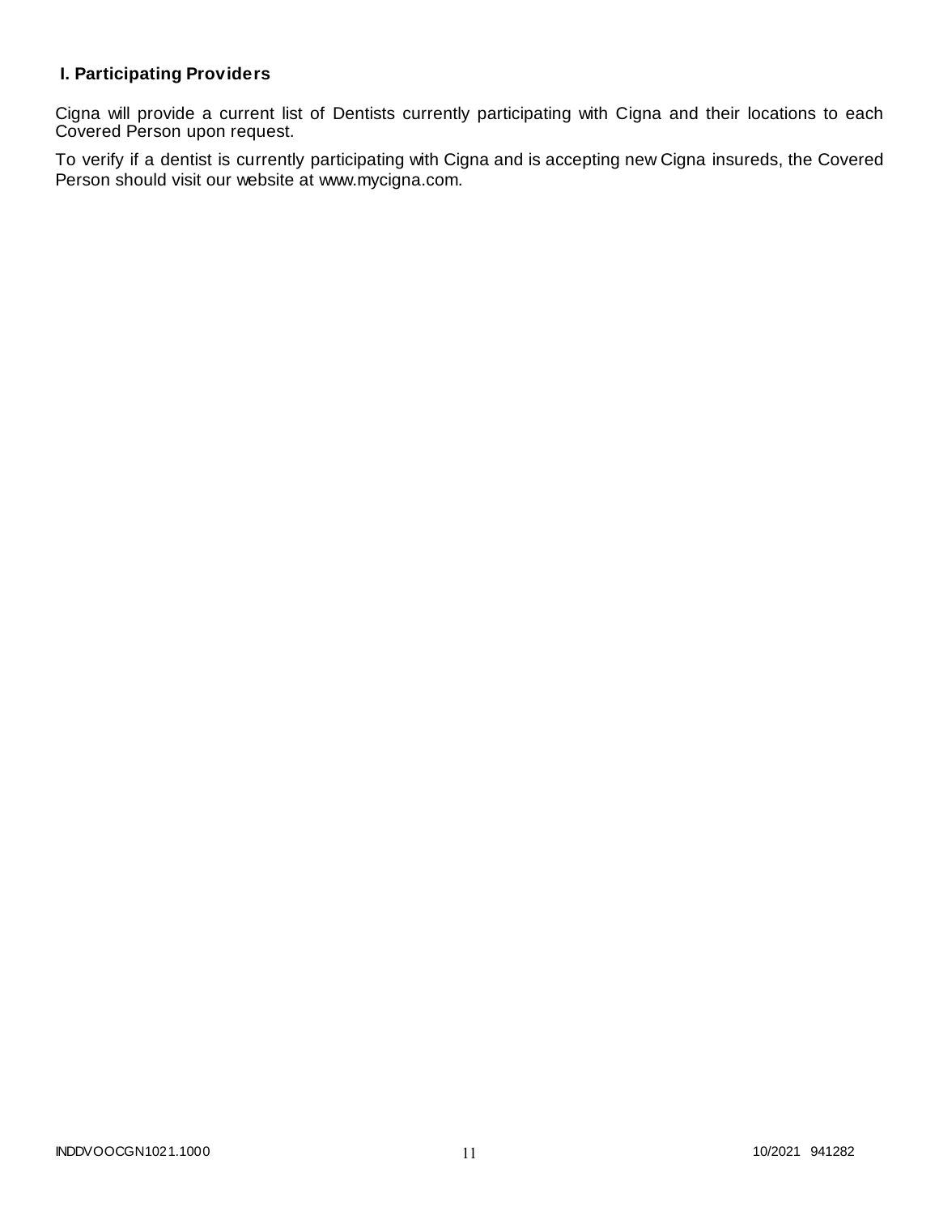## I. Participating Providers

Cigna will provide a current list of Dentists currently participating with Cigna and their locations to each Covered Person upon request.

To verify if a dentist is currently participating with Cigna and is accepting new Cigna insureds, the Covered Person should visit our website at www.mycigna.com.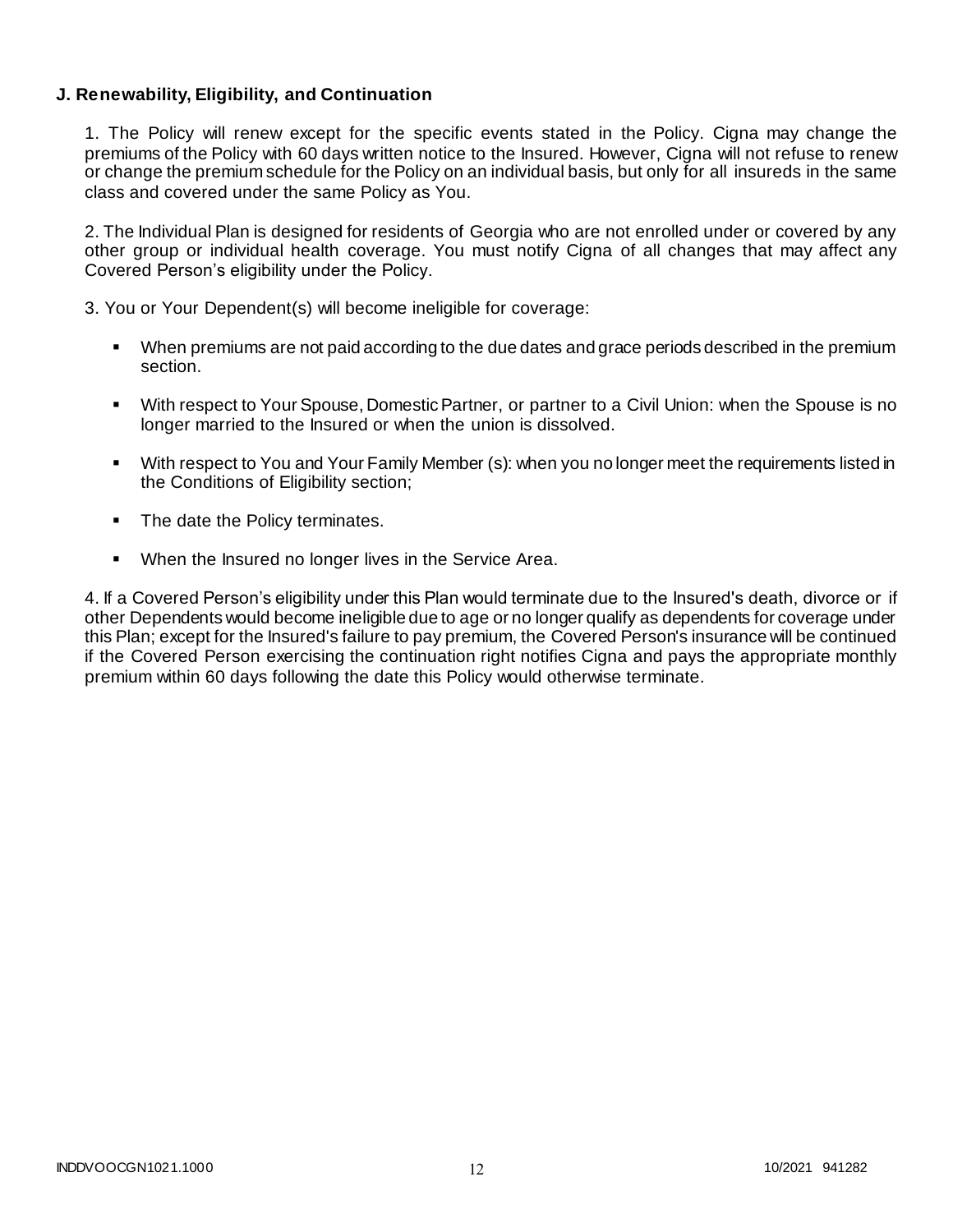**J. Renewability, Eligibility, and Continuation**

1. The Policy will renew except for the specific events stated in the Policy. Cigna may change the premiums of the Policy with 60 days written notice to the Insured. However, Cigna will not refuse to renew or change the premium schedule for the Policy on an individual basis, but only for all insureds in the same class and covered under the same Policy as You.

2. The Individual Plan is designed for residents of Georgia who are not enrolled under or covered by any other group or individual health coverage. You must notify Cigna of all changes that may affect any Covered Person's eligibility under the Policy.

3. You or Your Dependent(s) will become ineligible for coverage:

- When premiums are not paid according to the due dates and grace periods described in the premium section.
- With respect to Your Spouse, Domestic Partner, or partner to a Civil Union: when the Spouse is no longer married to the Insured or when the union is dissolved.
- With respect to You and Your Family Member (s): when you no longer meet the requirements listed in the Conditions of Eligibility section;
- The date the Policy terminates.
- When the Insured no longer lives in the Service Area.

4. If a Covered Person's eligibility under this Plan would terminate due to the Insured's death, divorce or if other Dependents would become ineligible due to age or no longer qualify as dependents for coverage under this Plan; except for the Insured's failure to pay premium, the Covered Person's insurance will be continued if the Covered Person exercising the continuation right notifies Cigna and pays the appropriate monthly premium within 60 days following the date this Policy would otherwise terminate.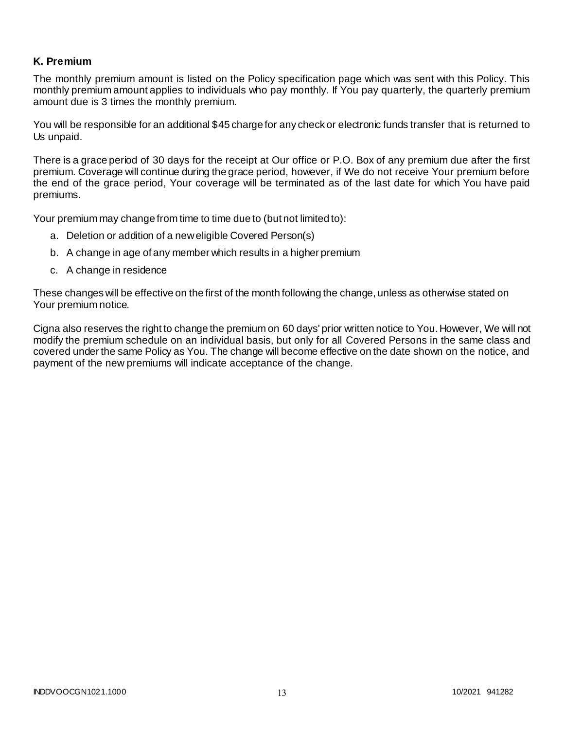**K. Premium**

The monthly premium amount is listed on the Policy specification page which was sent with this Policy. This monthly premium amount applies to individuals who pay monthly. If You pay quarterly, the quarterly premium amount due is 3 times the monthly premium.

You will be responsible for an additional $45 charge for any check or electronic funds transfer that is returned to Us unpaid.

There is a grace period of 30 days for the receipt at Our office or P.O. Box of any premium due after the first premium. Coverage will continue during the grace period, however, if We do not receive Your premium before the end of the grace period, Your coverage will be terminated as of the last date for which You have paid premiums.

Your premium may change from time to time due to (but not limited to):

a. Deletion or addition of a new eligible Covered Person(s)
b. A change in age of any member which results in a higher premium
c. A change in residence

These changes will be effective on the first of the month following the change, unless as otherwise stated on Your premium notice.

Cigna also reserves the right to change the premium on 60 days' prior written notice to You. However, We will not modify the premium schedule on an individual basis, but only for all Covered Persons in the same class and covered under the same Policy as You. The change will become effective on the date shown on the notice, and payment of the new premiums will indicate acceptance of the change.